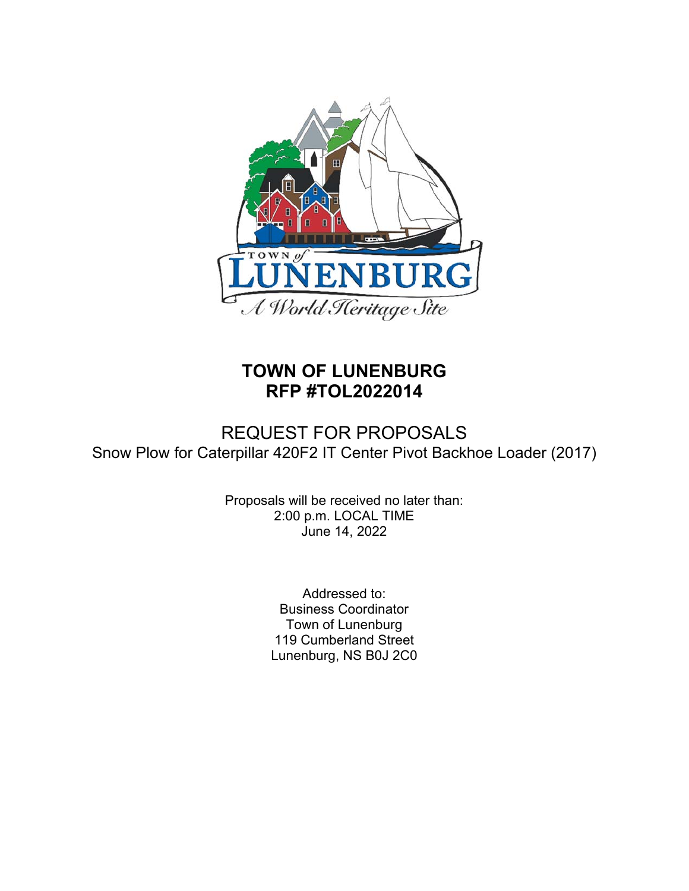# TOWN OF LUNENBURG
# RFP #TOL2022014

## REQUEST FOR PROPOSALS

Snow Plow for Caterpillar 420F2 IT Center Pivot Backhoe Loader (2017)

Proposals will be received no later than:
2:00 p.m. LOCAL TIME
June 14, 2022

Addressed to:
Business Coordinator
Town of Lunenburg
119 Cumberland Street
Lunenburg, NS B0J 2C0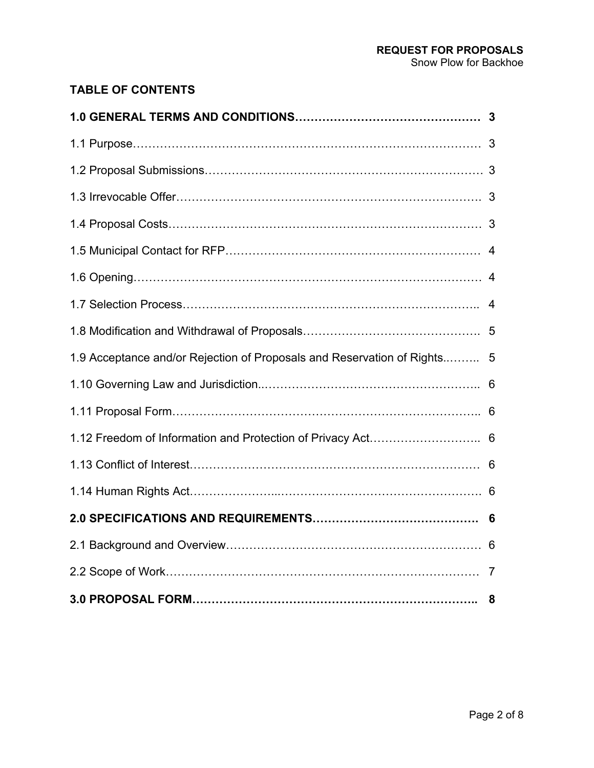## TABLE OF CONTENTS

| | |
|---|---|
| **1.0 GENERAL TERMS AND CONDITIONS** | **3** |
| 1.1 Purpose | 3 |
| 1.2 Proposal Submissions | 3 |
| 1.3 Irrevocable Offer | 3 |
| 1.4 Proposal Costs | 3 |
| 1.5 Municipal Contact for RFP | 4 |
| 1.6 Opening | 4 |
| 1.7 Selection Process | 4 |
| 1.8 Modification and Withdrawal of Proposals | 5 |
| 1.9 Acceptance and/or Rejection of Proposals and Reservation of Rights | 5 |
| 1.10 Governing Law and Jurisdiction | 6 |
| 1.11 Proposal Form | 6 |
| 1.12 Freedom of Information and Protection of Privacy Act | 6 |
| 1.13 Conflict of Interest | 6 |
| 1.14 Human Rights Act | 6 |
| **2.0 SPECIFICATIONS AND REQUIREMENTS** | **6** |
| 2.1 Background and Overview | 6 |
| 2.2 Scope of Work | 7 |
| **3.0 PROPOSAL FORM** | **8** |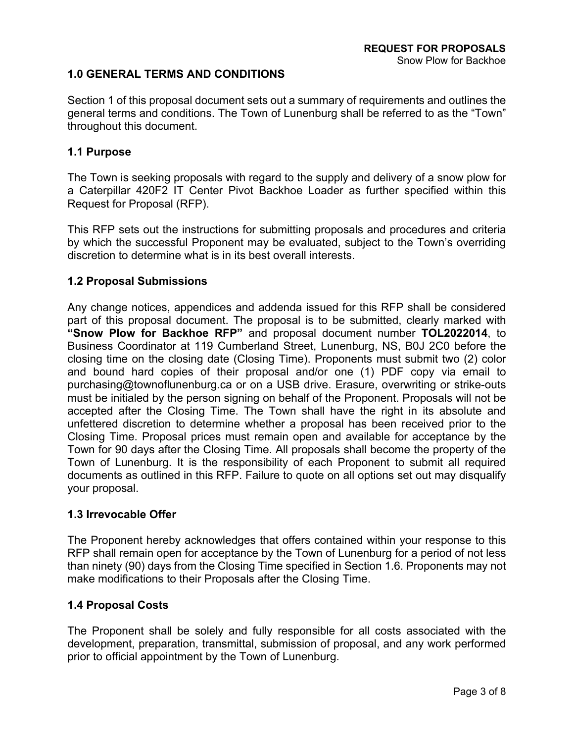## 1.0 GENERAL TERMS AND CONDITIONS

Section 1 of this proposal document sets out a summary of requirements and outlines the general terms and conditions. The Town of Lunenburg shall be referred to as the "Town" throughout this document.

### 1.1 Purpose

The Town is seeking proposals with regard to the supply and delivery of a snow plow for a Caterpillar 420F2 IT Center Pivot Backhoe Loader as further specified within this Request for Proposal (RFP).

This RFP sets out the instructions for submitting proposals and procedures and criteria by which the successful Proponent may be evaluated, subject to the Town's overriding discretion to determine what is in its best overall interests.

### 1.2 Proposal Submissions

Any change notices, appendices and addenda issued for this RFP shall be considered part of this proposal document. The proposal is to be submitted, clearly marked with **"Snow Plow for Backhoe RFP"** and proposal document number **TOL2022014**, to Business Coordinator at 119 Cumberland Street, Lunenburg, NS, B0J 2C0 before the closing time on the closing date (Closing Time). Proponents must submit two (2) color and bound hard copies of their proposal and/or one (1) PDF copy via email to purchasing@townoflunenburg.ca or on a USB drive. Erasure, overwriting or strike-outs must be initialed by the person signing on behalf of the Proponent. Proposals will not be accepted after the Closing Time. The Town shall have the right in its absolute and unfettered discretion to determine whether a proposal has been received prior to the Closing Time. Proposal prices must remain open and available for acceptance by the Town for 90 days after the Closing Time. All proposals shall become the property of the Town of Lunenburg. It is the responsibility of each Proponent to submit all required documents as outlined in this RFP. Failure to quote on all options set out may disqualify your proposal.

### 1.3 Irrevocable Offer

The Proponent hereby acknowledges that offers contained within your response to this RFP shall remain open for acceptance by the Town of Lunenburg for a period of not less than ninety (90) days from the Closing Time specified in Section 1.6. Proponents may not make modifications to their Proposals after the Closing Time.

### 1.4 Proposal Costs

The Proponent shall be solely and fully responsible for all costs associated with the development, preparation, transmittal, submission of proposal, and any work performed prior to official appointment by the Town of Lunenburg.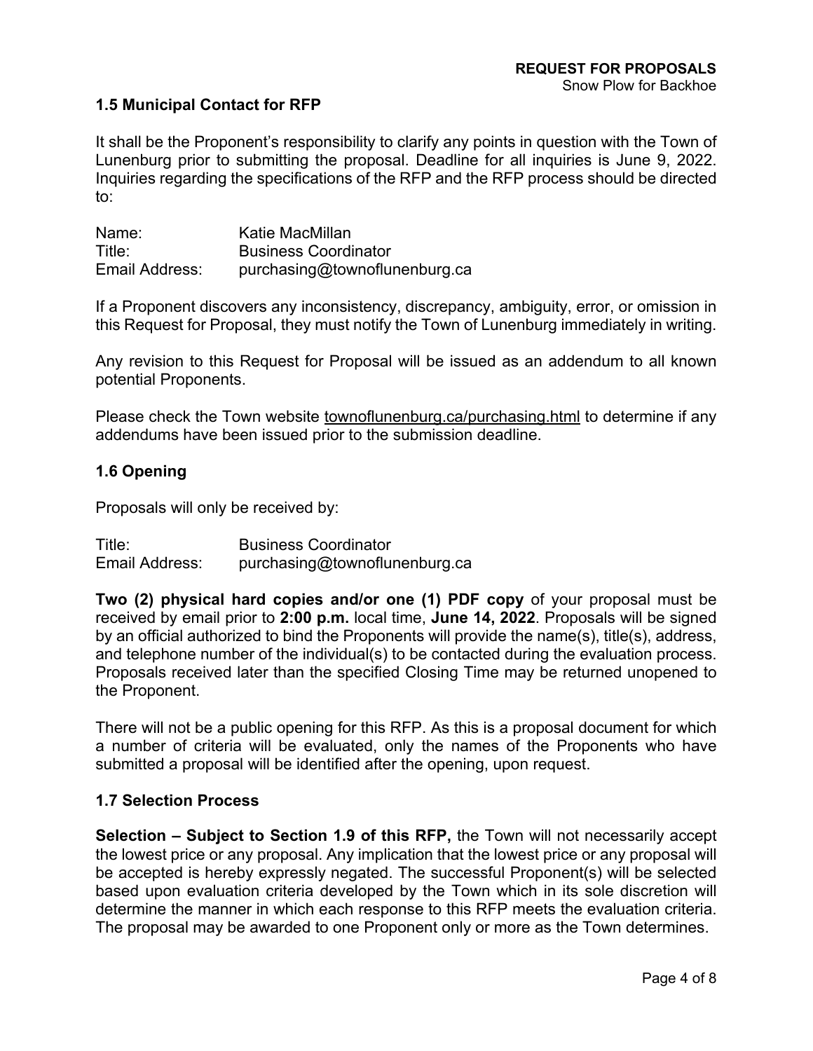### 1.5 Municipal Contact for RFP

It shall be the Proponent's responsibility to clarify any points in question with the Town of Lunenburg prior to submitting the proposal. Deadline for all inquiries is June 9, 2022. Inquiries regarding the specifications of the RFP and the RFP process should be directed to:

Name: Katie MacMillan
Title: Business Coordinator
Email Address: purchasing@townoflunenburg.ca

If a Proponent discovers any inconsistency, discrepancy, ambiguity, error, or omission in this Request for Proposal, they must notify the Town of Lunenburg immediately in writing.

Any revision to this Request for Proposal will be issued as an addendum to all known potential Proponents.

Please check the Town website townoflunenburg.ca/purchasing.html to determine if any addendums have been issued prior to the submission deadline.

### 1.6 Opening

Proposals will only be received by:

Title: Business Coordinator
Email Address: purchasing@townoflunenburg.ca

**Two (2) physical hard copies and/or one (1) PDF copy** of your proposal must be received by email prior to **2:00 p.m.** local time, **June 14, 2022**. Proposals will be signed by an official authorized to bind the Proponents will provide the name(s), title(s), address, and telephone number of the individual(s) to be contacted during the evaluation process. Proposals received later than the specified Closing Time may be returned unopened to the Proponent.

There will not be a public opening for this RFP. As this is a proposal document for which a number of criteria will be evaluated, only the names of the Proponents who have submitted a proposal will be identified after the opening, upon request.

### 1.7 Selection Process

**Selection – Subject to Section 1.9 of this RFP,** the Town will not necessarily accept the lowest price or any proposal. Any implication that the lowest price or any proposal will be accepted is hereby expressly negated. The successful Proponent(s) will be selected based upon evaluation criteria developed by the Town which in its sole discretion will determine the manner in which each response to this RFP meets the evaluation criteria. The proposal may be awarded to one Proponent only or more as the Town determines.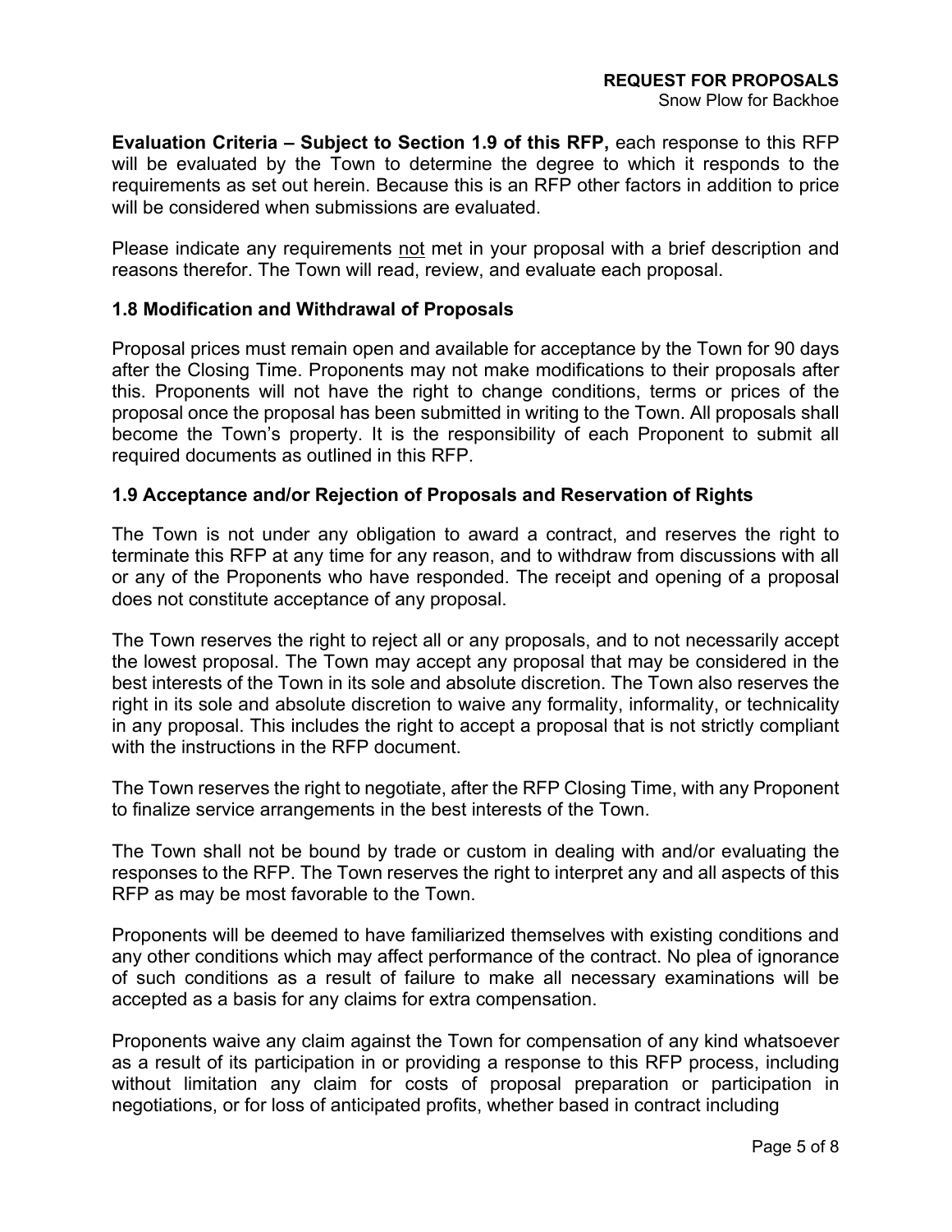**Evaluation Criteria – Subject to Section 1.9 of this RFP,** each response to this RFP will be evaluated by the Town to determine the degree to which it responds to the requirements as set out herein. Because this is an RFP other factors in addition to price will be considered when submissions are evaluated.

Please indicate any requirements <u>not</u> met in your proposal with a brief description and reasons therefor. The Town will read, review, and evaluate each proposal.

### 1.8 Modification and Withdrawal of Proposals

Proposal prices must remain open and available for acceptance by the Town for 90 days after the Closing Time. Proponents may not make modifications to their proposals after this. Proponents will not have the right to change conditions, terms or prices of the proposal once the proposal has been submitted in writing to the Town. All proposals shall become the Town's property. It is the responsibility of each Proponent to submit all required documents as outlined in this RFP.

### 1.9 Acceptance and/or Rejection of Proposals and Reservation of Rights

The Town is not under any obligation to award a contract, and reserves the right to terminate this RFP at any time for any reason, and to withdraw from discussions with all or any of the Proponents who have responded. The receipt and opening of a proposal does not constitute acceptance of any proposal.

The Town reserves the right to reject all or any proposals, and to not necessarily accept the lowest proposal. The Town may accept any proposal that may be considered in the best interests of the Town in its sole and absolute discretion. The Town also reserves the right in its sole and absolute discretion to waive any formality, informality, or technicality in any proposal. This includes the right to accept a proposal that is not strictly compliant with the instructions in the RFP document.

The Town reserves the right to negotiate, after the RFP Closing Time, with any Proponent to finalize service arrangements in the best interests of the Town.

The Town shall not be bound by trade or custom in dealing with and/or evaluating the responses to the RFP. The Town reserves the right to interpret any and all aspects of this RFP as may be most favorable to the Town.

Proponents will be deemed to have familiarized themselves with existing conditions and any other conditions which may affect performance of the contract. No plea of ignorance of such conditions as a result of failure to make all necessary examinations will be accepted as a basis for any claims for extra compensation.

Proponents waive any claim against the Town for compensation of any kind whatsoever as a result of its participation in or providing a response to this RFP process, including without limitation any claim for costs of proposal preparation or participation in negotiations, or for loss of anticipated profits, whether based in contract including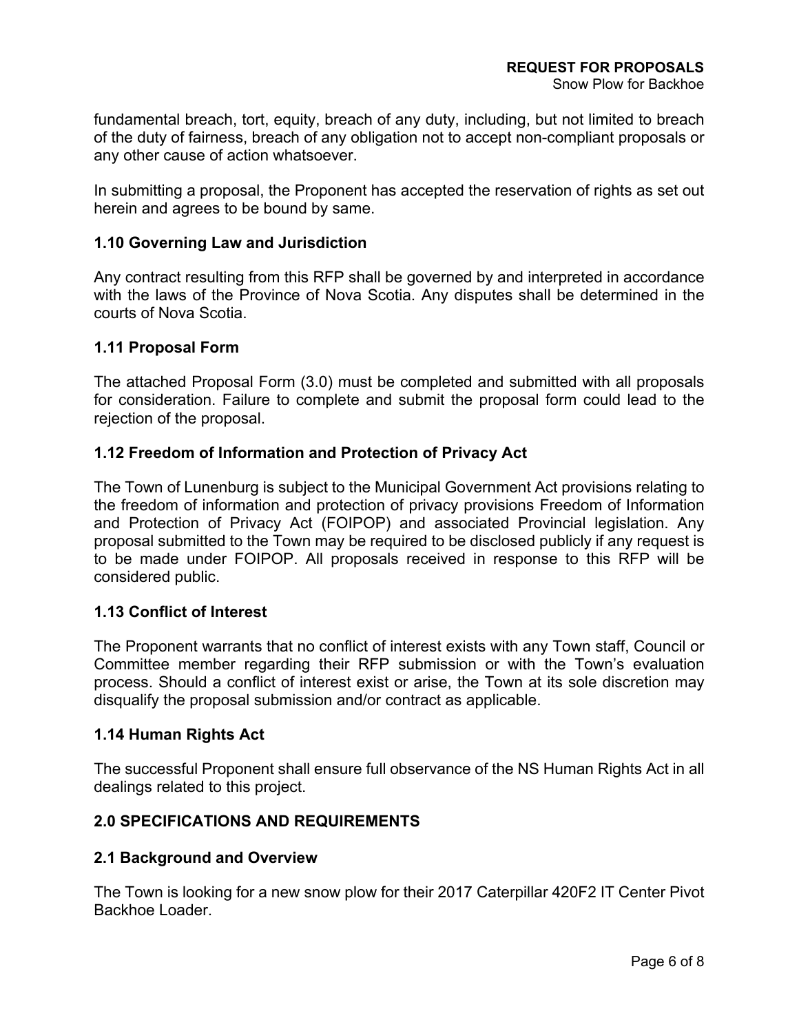fundamental breach, tort, equity, breach of any duty, including, but not limited to breach of the duty of fairness, breach of any obligation not to accept non-compliant proposals or any other cause of action whatsoever.

In submitting a proposal, the Proponent has accepted the reservation of rights as set out herein and agrees to be bound by same.

### 1.10 Governing Law and Jurisdiction

Any contract resulting from this RFP shall be governed by and interpreted in accordance with the laws of the Province of Nova Scotia. Any disputes shall be determined in the courts of Nova Scotia.

### 1.11 Proposal Form

The attached Proposal Form (3.0) must be completed and submitted with all proposals for consideration. Failure to complete and submit the proposal form could lead to the rejection of the proposal.

### 1.12 Freedom of Information and Protection of Privacy Act

The Town of Lunenburg is subject to the Municipal Government Act provisions relating to the freedom of information and protection of privacy provisions Freedom of Information and Protection of Privacy Act (FOIPOP) and associated Provincial legislation. Any proposal submitted to the Town may be required to be disclosed publicly if any request is to be made under FOIPOP. All proposals received in response to this RFP will be considered public.

### 1.13 Conflict of Interest

The Proponent warrants that no conflict of interest exists with any Town staff, Council or Committee member regarding their RFP submission or with the Town's evaluation process. Should a conflict of interest exist or arise, the Town at its sole discretion may disqualify the proposal submission and/or contract as applicable.

### 1.14 Human Rights Act

The successful Proponent shall ensure full observance of the NS Human Rights Act in all dealings related to this project.

## 2.0 SPECIFICATIONS AND REQUIREMENTS

### 2.1 Background and Overview

The Town is looking for a new snow plow for their 2017 Caterpillar 420F2 IT Center Pivot Backhoe Loader.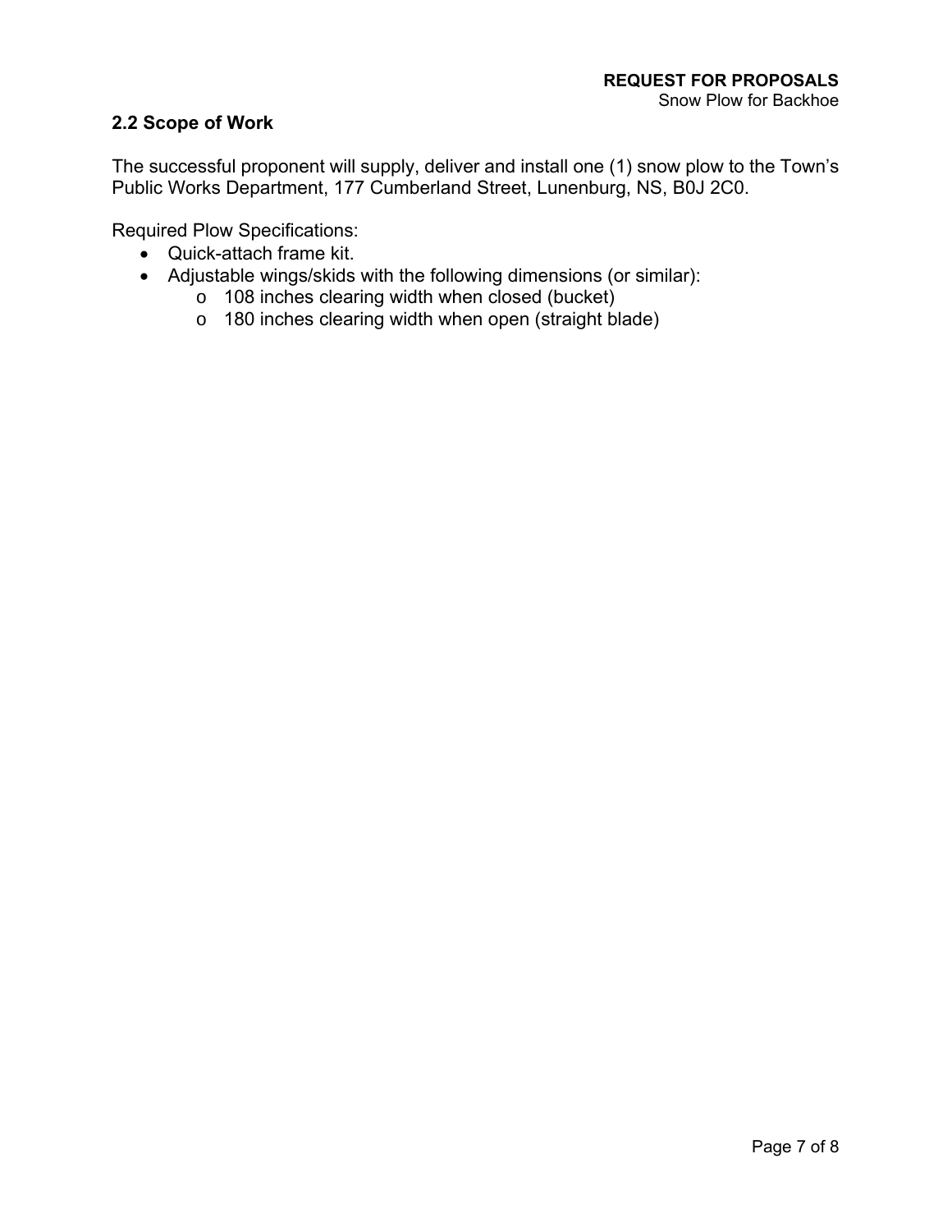## 2.2 Scope of Work

The successful proponent will supply, deliver and install one (1) snow plow to the Town's Public Works Department, 177 Cumberland Street, Lunenburg, NS, B0J 2C0.

Required Plow Specifications:

- Quick-attach frame kit.
- Adjustable wings/skids with the following dimensions (or similar):
  - 108 inches clearing width when closed (bucket)
  - 180 inches clearing width when open (straight blade)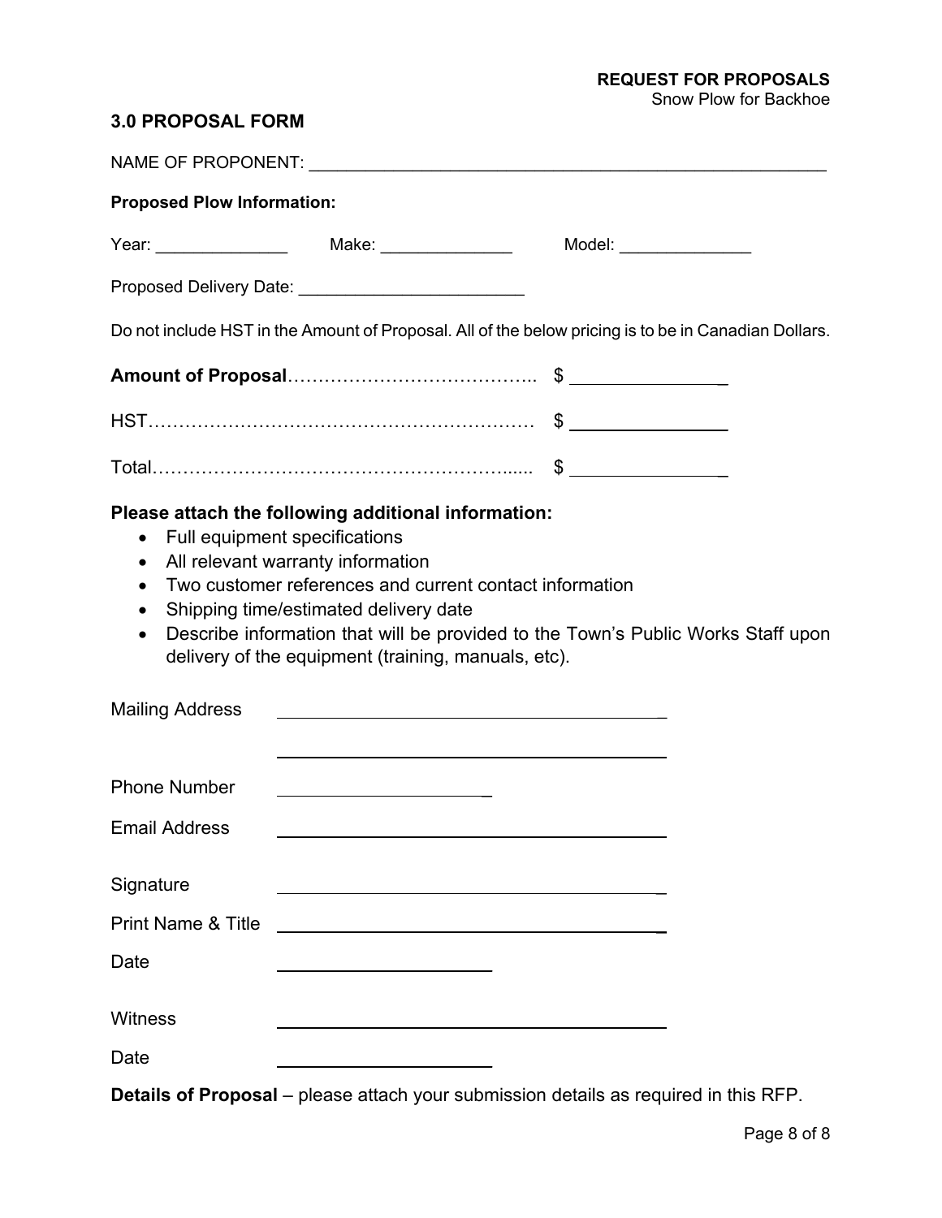## 3.0 PROPOSAL FORM

NAME OF PROPONENT: ________________________________________________________

**Proposed Plow Information:**

Year: ______________ Make: ______________ Model: ______________

Proposed Delivery Date: ________________________

Do not include HST in the Amount of Proposal. All of the below pricing is to be in Canadian Dollars.

**Amount of Proposal**………………………………….. $ ________________

HST……………………………………………………… $ ________________

Total…………………………………………………...... $ ________________

### Please attach the following additional information:

- Full equipment specifications
- All relevant warranty information
- Two customer references and current contact information
- Shipping time/estimated delivery date
- Describe information that will be provided to the Town's Public Works Staff upon delivery of the equipment (training, manuals, etc).

Mailing Address ________________________________________

________________________________________

Phone Number ______________________

Email Address ________________________________________

Signature ________________________________________

Print Name & Title ________________________________________

Date ______________________

Witness ________________________________________

Date ______________________

**Details of Proposal** – please attach your submission details as required in this RFP.